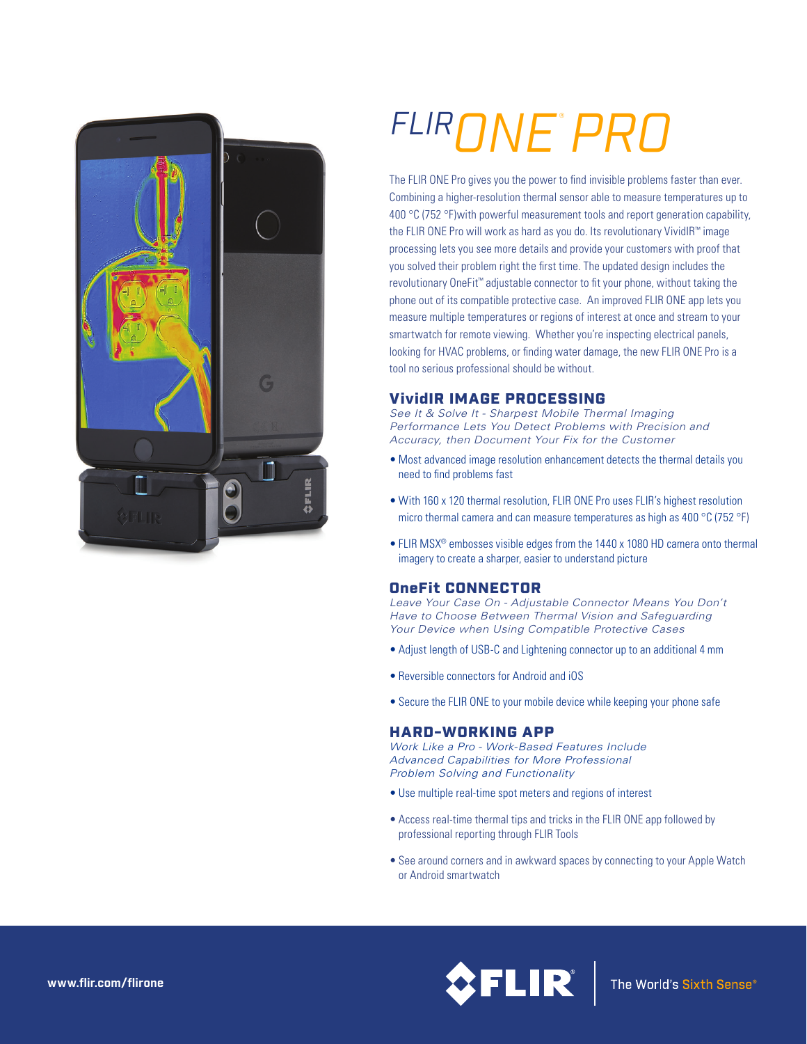# FLIR ONE® PRO

The FLIR ONE Pro gives you the power to find invisible problems faster than ever. Combining a higher-resolution thermal sensor able to measure temperatures up to 400 °C (752 °F)with powerful measurement tools and report generation capability, the FLIR ONE Pro will work as hard as you do. Its revolutionary VividIR™ image processing lets you see more details and provide your customers with proof that you solved their problem right the first time. The updated design includes the revolutionary OneFit™ adjustable connector to fit your phone, without taking the phone out of its compatible protective case. An improved FLIR ONE app lets you measure multiple temperatures or regions of interest at once and stream to your smartwatch for remote viewing. Whether you're inspecting electrical panels, looking for HVAC problems, or finding water damage, the new FLIR ONE Pro is a tool no serious professional should be without.

## VividIR IMAGE PROCESSING

*See It & Solve It - Sharpest Mobile Thermal Imaging Performance Lets You Detect Problems with Precision and Accuracy, then Document Your Fix for the Customer*

- Most advanced image resolution enhancement detects the thermal details you need to find problems fast
- With 160 x 120 thermal resolution, FLIR ONE Pro uses FLIR's highest resolution micro thermal camera and can measure temperatures as high as 400 °C (752 °F)
- FLIR MSX® embosses visible edges from the 1440 x 1080 HD camera onto thermal imagery to create a sharper, easier to understand picture

## OneFit CONNECTOR

*Leave Your Case On - Adjustable Connector Means You Don't Have to Choose Between Thermal Vision and Safeguarding Your Device when Using Compatible Protective Cases*

- Adjust length of USB-C and Lightening connector up to an additional 4 mm
- Reversible connectors for Android and iOS
- Secure the FLIR ONE to your mobile device while keeping your phone safe

## HARD-WORKING APP

*Work Like a Pro - Work-Based Features Include Advanced Capabilities for More Professional Problem Solving and Functionality*

- Use multiple real-time spot meters and regions of interest
- Access real-time thermal tips and tricks in the FLIR ONE app followed by professional reporting through FLIR Tools
- See around corners and in awkward spaces by connecting to your Apple Watch or Android smartwatch

www.flir.com/flirone

FLIR® The World's Sixth Sense®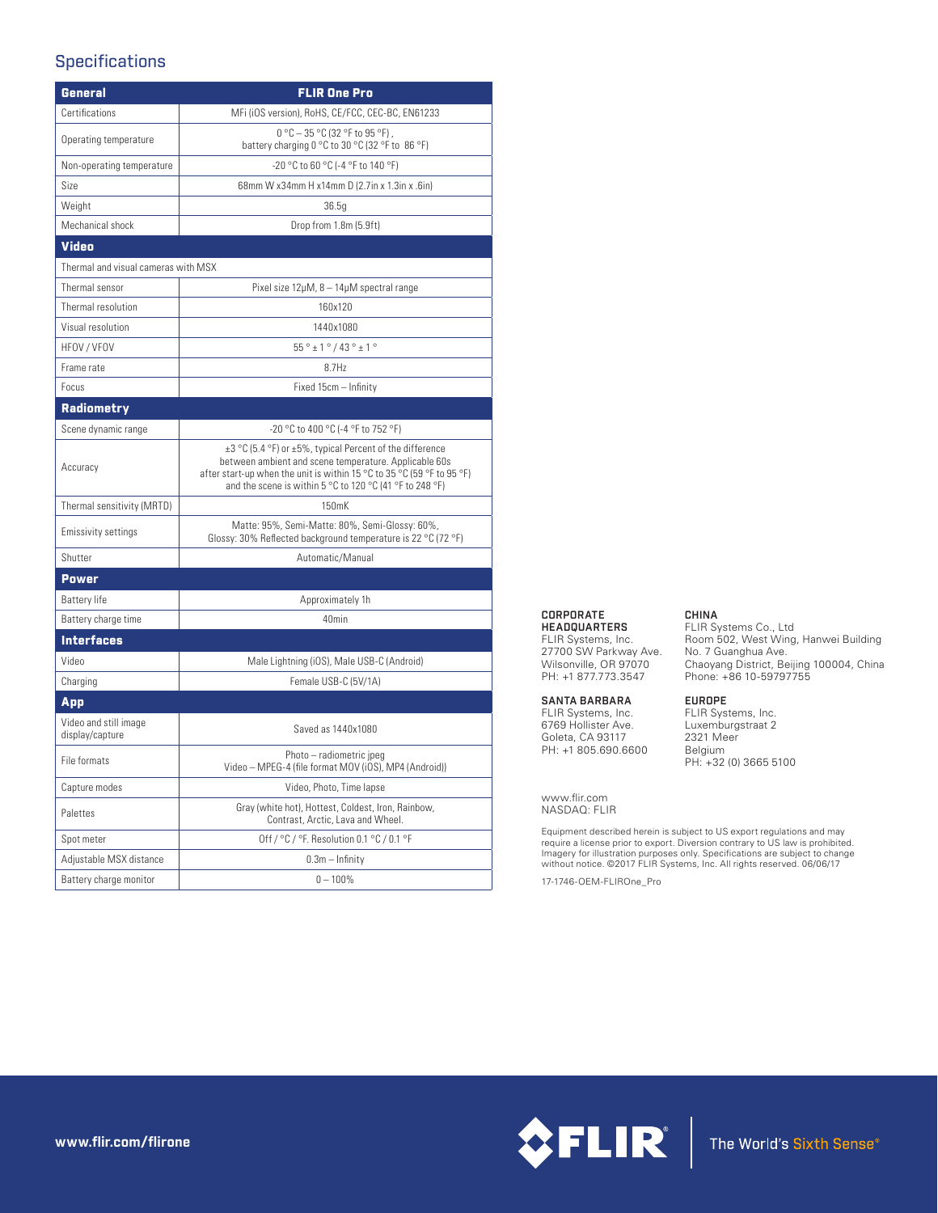## Specifications

| General | FLIR One Pro |
|---|---|
| Certifications | MFi (iOS version), RoHS, CE/FCC, CEC-BC, EN61233 |
| Operating temperature | 0 °C – 35 °C (32 °F to 95 °F), battery charging 0 °C to 30 °C (32 °F to 86 °F) |
| Non-operating temperature | -20 °C to 60 °C (-4 °F to 140 °F) |
| Size | 68mm W x34mm H x14mm D (2.7in x 1.3in x .6in) |
| Weight | 36.5g |
| Mechanical shock | Drop from 1.8m (5.9ft) |
| **Video** | |
| Thermal and visual cameras with MSX | |
| Thermal sensor | Pixel size 12μM, 8 – 14μM spectral range |
| Thermal resolution | 160x120 |
| Visual resolution | 1440x1080 |
| HFOV / VFOV | 55 ° ± 1 ° / 43 ° ± 1 ° |
| Frame rate | 8.7Hz |
| Focus | Fixed 15cm – Infinity |
| **Radiometry** | |
| Scene dynamic range | -20 °C to 400 °C (-4 °F to 752 °F) |
| Accuracy | ±3 °C (5.4 °F) or ±5%, typical Percent of the difference between ambient and scene temperature. Applicable 60s after start-up when the unit is within 15 °C to 35 °C (59 °F to 95 °F) and the scene is within 5 °C to 120 °C (41 °F to 248 °F) |
| Thermal sensitivity (MRTD) | 150mK |
| Emissivity settings | Matte: 95%, Semi-Matte: 80%, Semi-Glossy: 60%, Glossy: 30% Reflected background temperature is 22 °C (72 °F) |
| Shutter | Automatic/Manual |
| **Power** | |
| Battery life | Approximately 1h |
| Battery charge time | 40min |
| **Interfaces** | |
| Video | Male Lightning (iOS), Male USB-C (Android) |
| Charging | Female USB-C (5V/1A) |
| **App** | |
| Video and still image display/capture | Saved as 1440x1080 |
| File formats | Photo – radiometric jpeg<br>Video – MPEG-4 (file format MOV (iOS), MP4 (Android)) |
| Capture modes | Video, Photo, Time lapse |
| Palettes | Gray (white hot), Hottest, Coldest, Iron, Rainbow, Contrast, Arctic, Lava and Wheel. |
| Spot meter | Off / °C / °F. Resolution 0.1 °C / 0.1 °F |
| Adjustable MSX distance | 0.3m – Infinity |
| Battery charge monitor | 0 – 100% |

**CORPORATE HEADQUARTERS**
FLIR Systems, Inc.
27700 SW Parkway Ave.
Wilsonville, OR 97070
PH: +1 877.773.3547

**SANTA BARBARA**
FLIR Systems, Inc.
6769 Hollister Ave.
Goleta, CA 93117
PH: +1 805.690.6600

**CHINA**
FLIR Systems Co., Ltd
Room 502, West Wing, Hanwei Building
No. 7 Guanghua Ave.
Chaoyang District, Beijing 100004, China
Phone: +86 10-59797755

**EUROPE**
FLIR Systems, Inc.
Luxemburgstraat 2
2321 Meer
Belgium
PH: +32 (0) 3665 5100

www.flir.com
NASDAQ: FLIR

Equipment described herein is subject to US export regulations and may require a license prior to export. Diversion contrary to US law is prohibited. Imagery for illustration purposes only. Specifications are subject to change without notice. ©2017 FLIR Systems, Inc. All rights reserved. 06/06/17

17-1746-OEM-FLIROne_Pro

**www.flir.com/flirone**

FLIR The World's Sixth Sense®